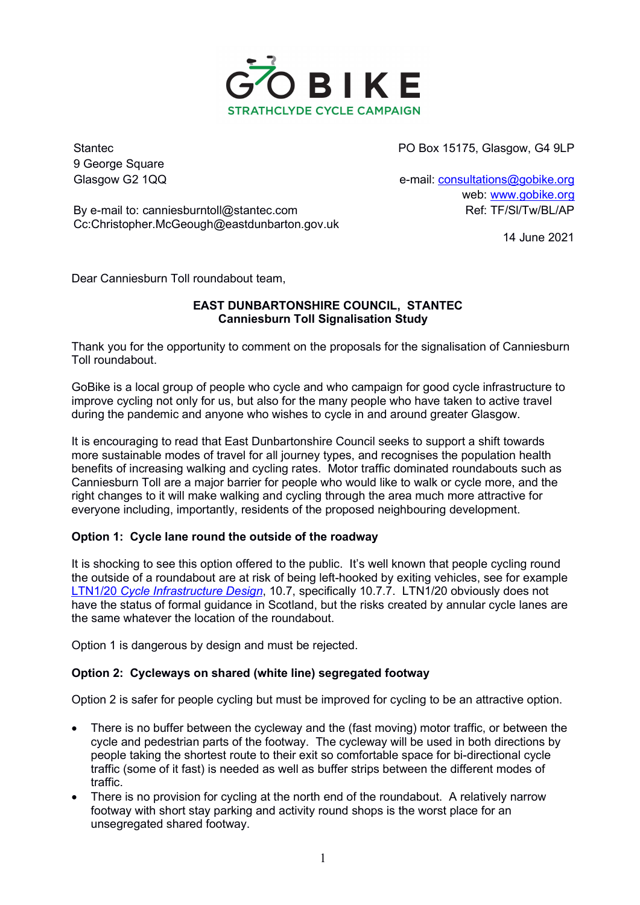GO BIKE

STRATHCLYDE CYCLE CAMPAIGN

Stantec
9 George Square
Glasgow G2 1QQ

PO Box 15175, Glasgow, G4 9LP

e-mail: consultations@gobike.org
web: www.gobike.org
Ref: TF/SI/Tw/BL/AP

By e-mail to: canniesburntoll@stantec.com
Cc:Christopher.McGeough@eastdunbarton.gov.uk

14 June 2021

Dear Canniesburn Toll roundabout team,

**EAST DUNBARTONSHIRE COUNCIL, STANTEC**
**Canniesburn Toll Signalisation Study**

Thank you for the opportunity to comment on the proposals for the signalisation of Canniesburn Toll roundabout.

GoBike is a local group of people who cycle and who campaign for good cycle infrastructure to improve cycling not only for us, but also for the many people who have taken to active travel during the pandemic and anyone who wishes to cycle in and around greater Glasgow.

It is encouraging to read that East Dunbartonshire Council seeks to support a shift towards more sustainable modes of travel for all journey types, and recognises the population health benefits of increasing walking and cycling rates. Motor traffic dominated roundabouts such as Canniesburn Toll are a major barrier for people who would like to walk or cycle more, and the right changes to it will make walking and cycling through the area much more attractive for everyone including, importantly, residents of the proposed neighbouring development.

**Option 1: Cycle lane round the outside of the roadway**

It is shocking to see this option offered to the public. It's well known that people cycling round the outside of a roundabout are at risk of being left-hooked by exiting vehicles, see for example LTN1/20 *Cycle Infrastructure Design*, 10.7, specifically 10.7.7. LTN1/20 obviously does not have the status of formal guidance in Scotland, but the risks created by annular cycle lanes are the same whatever the location of the roundabout.

Option 1 is dangerous by design and must be rejected.

**Option 2: Cycleways on shared (white line) segregated footway**

Option 2 is safer for people cycling but must be improved for cycling to be an attractive option.

- There is no buffer between the cycleway and the (fast moving) motor traffic, or between the cycle and pedestrian parts of the footway. The cycleway will be used in both directions by people taking the shortest route to their exit so comfortable space for bi-directional cycle traffic (some of it fast) is needed as well as buffer strips between the different modes of traffic.
- There is no provision for cycling at the north end of the roundabout. A relatively narrow footway with short stay parking and activity round shops is the worst place for an unsegregated shared footway.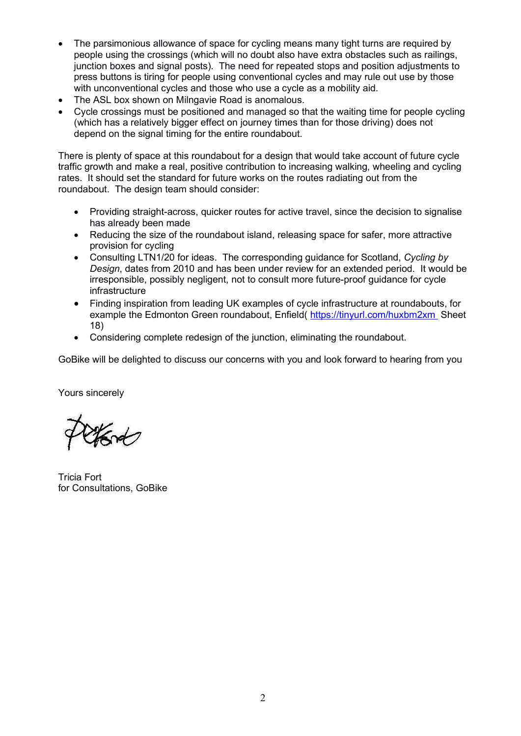- The parsimonious allowance of space for cycling means many tight turns are required by people using the crossings (which will no doubt also have extra obstacles such as railings, junction boxes and signal posts). The need for repeated stops and position adjustments to press buttons is tiring for people using conventional cycles and may rule out use by those with unconventional cycles and those who use a cycle as a mobility aid.
- The ASL box shown on Milngavie Road is anomalous.
- Cycle crossings must be positioned and managed so that the waiting time for people cycling (which has a relatively bigger effect on journey times than for those driving) does not depend on the signal timing for the entire roundabout.

There is plenty of space at this roundabout for a design that would take account of future cycle traffic growth and make a real, positive contribution to increasing walking, wheeling and cycling rates. It should set the standard for future works on the routes radiating out from the roundabout. The design team should consider:

- Providing straight-across, quicker routes for active travel, since the decision to signalise has already been made
- Reducing the size of the roundabout island, releasing space for safer, more attractive provision for cycling
- Consulting LTN1/20 for ideas. The corresponding guidance for Scotland, *Cycling by Design*, dates from 2010 and has been under review for an extended period. It would be irresponsible, possibly negligent, not to consult more future-proof guidance for cycle infrastructure
- Finding inspiration from leading UK examples of cycle infrastructure at roundabouts, for example the Edmonton Green roundabout, Enfield( https://tinyurl.com/huxbm2xm Sheet 18)
- Considering complete redesign of the junction, eliminating the roundabout.

GoBike will be delighted to discuss our concerns with you and look forward to hearing from you

Yours sincerely

Tricia Fort
for Consultations, GoBike